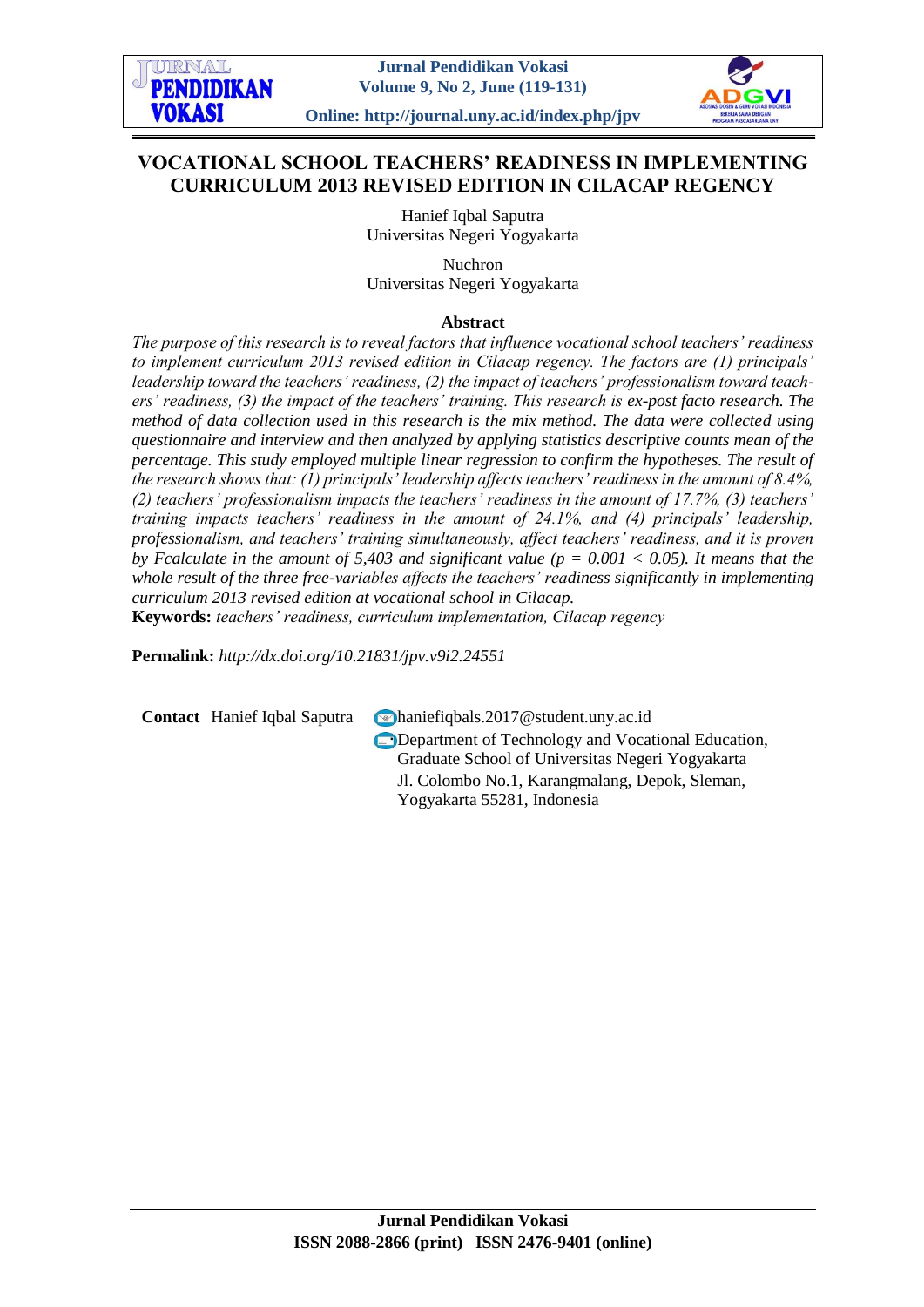# VOCATIONAL SCHOOL TEACHERS' READINESS IN IMPLEMENTING CURRICULUM 2013 REVISED EDITION IN CILACAP REGENCY

Hanief Iqbal Saputra
Universitas Negeri Yogyakarta

Nuchron
Universitas Negeri Yogyakarta

## Abstract

*The purpose of this research is to reveal factors that influence vocational school teachers' readiness to implement curriculum 2013 revised edition in Cilacap regency. The factors are (1) principals' leadership toward the teachers' readiness, (2) the impact of teachers' professionalism toward teachers' readiness, (3) the impact of the teachers' training. This research is ex-post facto research. The method of data collection used in this research is the mix method. The data were collected using questionnaire and interview and then analyzed by applying statistics descriptive counts mean of the percentage. This study employed multiple linear regression to confirm the hypotheses. The result of the research shows that: (1) principals' leadership affects teachers' readiness in the amount of 8.4%, (2) teachers' professionalism impacts the teachers' readiness in the amount of 17.7%, (3) teachers' training impacts teachers' readiness in the amount of 24.1%, and (4) principals' leadership, professionalism, and teachers' training simultaneously, affect teachers' readiness, and it is proven by Fcalculate in the amount of 5,403 and significant value ($p = 0.001 < 0.05$). It means that the whole result of the three free-variables affects the teachers' readiness significantly in implementing curriculum 2013 revised edition at vocational school in Cilacap.*

**Keywords:** *teachers' readiness, curriculum implementation, Cilacap regency*

**Permalink:** *http://dx.doi.org/10.21831/jpv.v9i2.24551*

**Contact** Hanief Iqbal Saputra haniefiqbals.2017@student.uny.ac.id
Department of Technology and Vocational Education, Graduate School of Universitas Negeri Yogyakarta
Jl. Colombo No.1, Karangmalang, Depok, Sleman, Yogyakarta 55281, Indonesia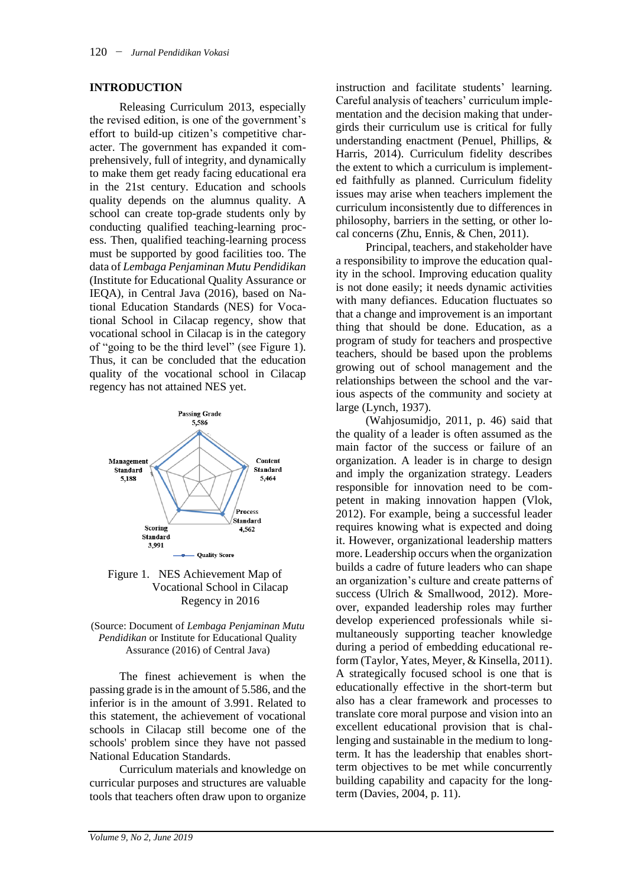## INTRODUCTION

Releasing Curriculum 2013, especially the revised edition, is one of the government's effort to build-up citizen's competitive character. The government has expanded it comprehensively, full of integrity, and dynamically to make them get ready facing educational era in the 21st century. Education and schools quality depends on the alumnus quality. A school can create top-grade students only by conducting qualified teaching-learning process. Then, qualified teaching-learning process must be supported by good facilities too. The data of *Lembaga Penjaminan Mutu Pendidikan* (Institute for Educational Quality Assurance or IEQA), in Central Java (2016), based on National Education Standards (NES) for Vocational School in Cilacap regency, show that vocational school in Cilacap is in the category of "going to be the third level" (see Figure 1). Thus, it can be concluded that the education quality of the vocational school in Cilacap regency has not attained NES yet.

Passing Grade 5,586; Content Standard 5,464; Process Standard 4,562; Scoring Standard 3,991; Management Standard 5,188; Quality Score

Figure 1. NES Achievement Map of Vocational School in Cilacap Regency in 2016

(Source: Document of *Lembaga Penjaminan Mutu Pendidikan* or Institute for Educational Quality Assurance (2016) of Central Java)

The finest achievement is when the passing grade is in the amount of 5.586, and the inferior is in the amount of 3.991. Related to this statement, the achievement of vocational schools in Cilacap still become one of the schools' problem since they have not passed National Education Standards.

Curriculum materials and knowledge on curricular purposes and structures are valuable tools that teachers often draw upon to organize instruction and facilitate students' learning. Careful analysis of teachers' curriculum implementation and the decision making that undergirds their curriculum use is critical for fully understanding enactment (Penuel, Phillips, & Harris, 2014). Curriculum fidelity describes the extent to which a curriculum is implemented faithfully as planned. Curriculum fidelity issues may arise when teachers implement the curriculum inconsistently due to differences in philosophy, barriers in the setting, or other local concerns (Zhu, Ennis, & Chen, 2011).

Principal, teachers, and stakeholder have a responsibility to improve the education quality in the school. Improving education quality is not done easily; it needs dynamic activities with many defiances. Education fluctuates so that a change and improvement is an important thing that should be done. Education, as a program of study for teachers and prospective teachers, should be based upon the problems growing out of school management and the relationships between the school and the various aspects of the community and society at large (Lynch, 1937).

(Wahjosumidjo, 2011, p. 46) said that the quality of a leader is often assumed as the main factor of the success or failure of an organization. A leader is in charge to design and imply the organization strategy. Leaders responsible for innovation need to be competent in making innovation happen (Vlok, 2012). For example, being a successful leader requires knowing what is expected and doing it. However, organizational leadership matters more. Leadership occurs when the organization builds a cadre of future leaders who can shape an organization's culture and create patterns of success (Ulrich & Smallwood, 2012). Moreover, expanded leadership roles may further develop experienced professionals while simultaneously supporting teacher knowledge during a period of embedding educational reform (Taylor, Yates, Meyer, & Kinsella, 2011). A strategically focused school is one that is educationally effective in the short-term but also has a clear framework and processes to translate core moral purpose and vision into an excellent educational provision that is challenging and sustainable in the medium to long-term. It has the leadership that enables short-term objectives to be met while concurrently building capability and capacity for the long-term (Davies, 2004, p. 11).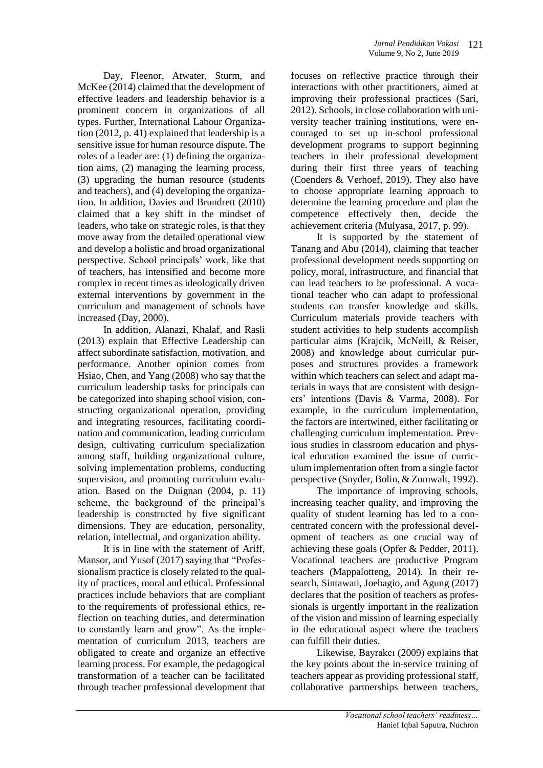Day, Fleenor, Atwater, Sturm, and McKee (2014) claimed that the development of effective leaders and leadership behavior is a prominent concern in organizations of all types. Further, International Labour Organization (2012, p. 41) explained that leadership is a sensitive issue for human resource dispute. The roles of a leader are: (1) defining the organization aims, (2) managing the learning process, (3) upgrading the human resource (students and teachers), and (4) developing the organization. In addition, Davies and Brundrett (2010) claimed that a key shift in the mindset of leaders, who take on strategic roles, is that they move away from the detailed operational view and develop a holistic and broad organizational perspective. School principals' work, like that of teachers, has intensified and become more complex in recent times as ideologically driven external interventions by government in the curriculum and management of schools have increased (Day, 2000).

In addition, Alanazi, Khalaf, and Rasli (2013) explain that Effective Leadership can affect subordinate satisfaction, motivation, and performance. Another opinion comes from Hsiao, Chen, and Yang (2008) who say that the curriculum leadership tasks for principals can be categorized into shaping school vision, constructing organizational operation, providing and integrating resources, facilitating coordination and communication, leading curriculum design, cultivating curriculum specialization among staff, building organizational culture, solving implementation problems, conducting supervision, and promoting curriculum evaluation. Based on the Duignan (2004, p. 11) scheme, the background of the principal's leadership is constructed by five significant dimensions. They are education, personality, relation, intellectual, and organization ability.

It is in line with the statement of Ariff, Mansor, and Yusof (2017) saying that "Professionalism practice is closely related to the quality of practices, moral and ethical. Professional practices include behaviors that are compliant to the requirements of professional ethics, reflection on teaching duties, and determination to constantly learn and grow". As the implementation of curriculum 2013, teachers are obligated to create and organize an effective learning process. For example, the pedagogical transformation of a teacher can be facilitated through teacher professional development that focuses on reflective practice through their interactions with other practitioners, aimed at improving their professional practices (Sari, 2012). Schools, in close collaboration with university teacher training institutions, were encouraged to set up in-school professional development programs to support beginning teachers in their professional development during their first three years of teaching (Coenders & Verhoef, 2019). They also have to choose appropriate learning approach to determine the learning procedure and plan the competence effectively then, decide the achievement criteria (Mulyasa, 2017, p. 99).

It is supported by the statement of Tanang and Abu (2014), claiming that teacher professional development needs supporting on policy, moral, infrastructure, and financial that can lead teachers to be professional. A vocational teacher who can adapt to professional students can transfer knowledge and skills. Curriculum materials provide teachers with student activities to help students accomplish particular aims (Krajcik, McNeill, & Reiser, 2008) and knowledge about curricular purposes and structures provides a framework within which teachers can select and adapt materials in ways that are consistent with designers' intentions (Davis & Varma, 2008). For example, in the curriculum implementation, the factors are intertwined, either facilitating or challenging curriculum implementation. Previous studies in classroom education and physical education examined the issue of curriculum implementation often from a single factor perspective (Snyder, Bolin, & Zumwalt, 1992).

The importance of improving schools, increasing teacher quality, and improving the quality of student learning has led to a concentrated concern with the professional development of teachers as one crucial way of achieving these goals (Opfer & Pedder, 2011). Vocational teachers are productive Program teachers (Mappalotteng, 2014). In their research, Sintawati, Joebagio, and Agung (2017) declares that the position of teachers as professionals is urgently important in the realization of the vision and mission of learning especially in the educational aspect where the teachers can fulfill their duties.

Likewise, Bayrakcı (2009) explains that the key points about the in-service training of teachers appear as providing professional staff, collaborative partnerships between teachers,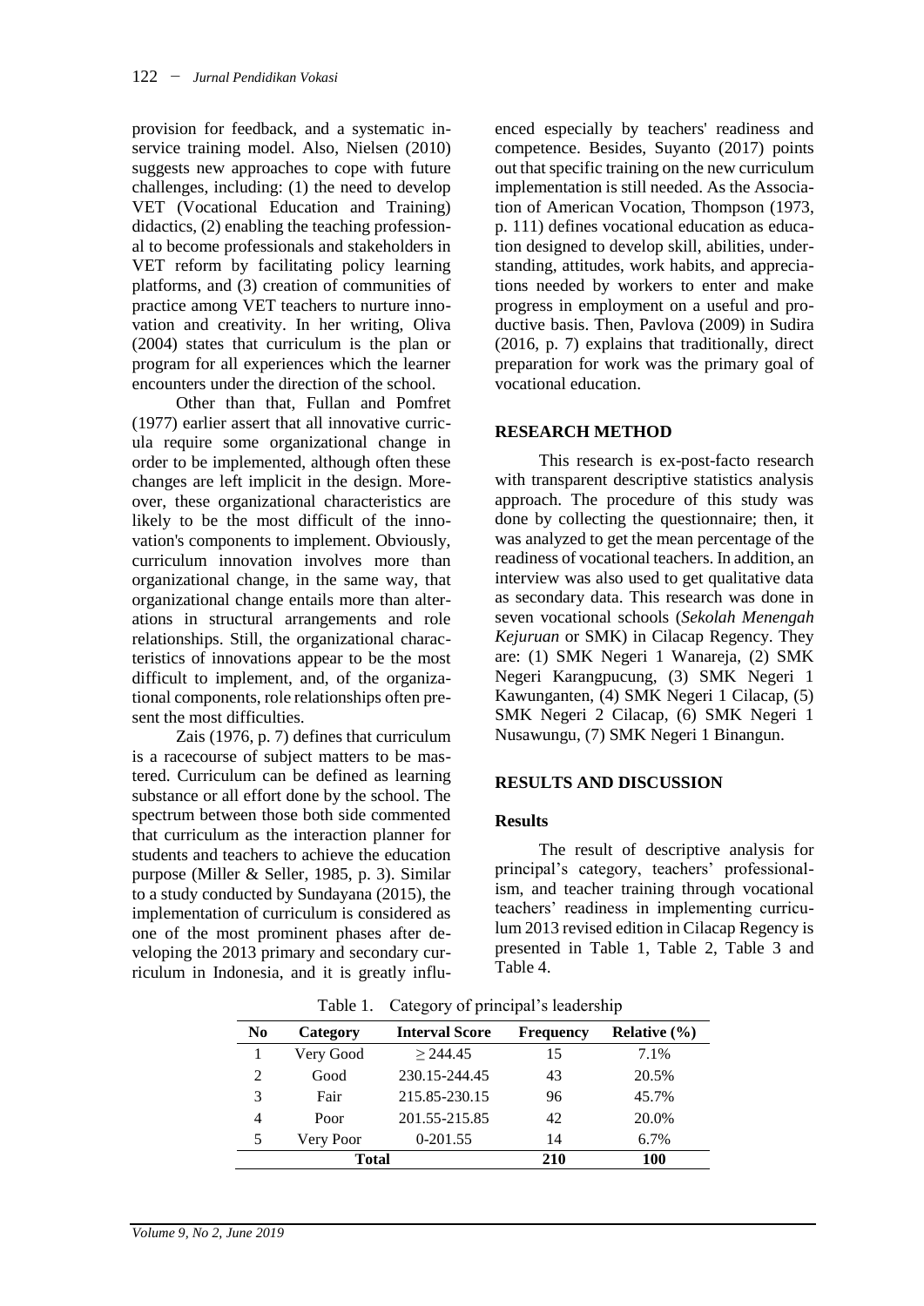provision for feedback, and a systematic in-service training model. Also, Nielsen (2010) suggests new approaches to cope with future challenges, including: (1) the need to develop VET (Vocational Education and Training) didactics, (2) enabling the teaching professional to become professionals and stakeholders in VET reform by facilitating policy learning platforms, and (3) creation of communities of practice among VET teachers to nurture innovation and creativity. In her writing, Oliva (2004) states that curriculum is the plan or program for all experiences which the learner encounters under the direction of the school.

Other than that, Fullan and Pomfret (1977) earlier assert that all innovative curricula require some organizational change in order to be implemented, although often these changes are left implicit in the design. Moreover, these organizational characteristics are likely to be the most difficult of the innovation's components to implement. Obviously, curriculum innovation involves more than organizational change, in the same way, that organizational change entails more than alterations in structural arrangements and role relationships. Still, the organizational characteristics of innovations appear to be the most difficult to implement, and, of the organizational components, role relationships often present the most difficulties.

Zais (1976, p. 7) defines that curriculum is a racecourse of subject matters to be mastered. Curriculum can be defined as learning substance or all effort done by the school. The spectrum between those both side commented that curriculum as the interaction planner for students and teachers to achieve the education purpose (Miller & Seller, 1985, p. 3). Similar to a study conducted by Sundayana (2015), the implementation of curriculum is considered as one of the most prominent phases after developing the 2013 primary and secondary curriculum in Indonesia, and it is greatly influenced especially by teachers' readiness and competence. Besides, Suyanto (2017) points out that specific training on the new curriculum implementation is still needed. As the Association of American Vocation, Thompson (1973, p. 111) defines vocational education as education designed to develop skill, abilities, understanding, attitudes, work habits, and appreciations needed by workers to enter and make progress in employment on a useful and productive basis. Then, Pavlova (2009) in Sudira (2016, p. 7) explains that traditionally, direct preparation for work was the primary goal of vocational education.

## RESEARCH METHOD

This research is ex-post-facto research with transparent descriptive statistics analysis approach. The procedure of this study was done by collecting the questionnaire; then, it was analyzed to get the mean percentage of the readiness of vocational teachers. In addition, an interview was also used to get qualitative data as secondary data. This research was done in seven vocational schools (*Sekolah Menengah Kejuruan* or SMK) in Cilacap Regency. They are: (1) SMK Negeri 1 Wanareja, (2) SMK Negeri Karangpucung, (3) SMK Negeri 1 Kawunganten, (4) SMK Negeri 1 Cilacap, (5) SMK Negeri 2 Cilacap, (6) SMK Negeri 1 Nusawungu, (7) SMK Negeri 1 Binangun.

## RESULTS AND DISCUSSION

### Results

The result of descriptive analysis for principal's category, teachers' professionalism, and teacher training through vocational teachers' readiness in implementing curriculum 2013 revised edition in Cilacap Regency is presented in Table 1, Table 2, Table 3 and Table 4.

Table 1. Category of principal's leadership

| No | Category | Interval Score | Frequency | Relative (%) |
|---|---|---|---|---|
| 1 | Very Good | ≥ 244.45 | 15 | 7.1% |
| 2 | Good | 230.15-244.45 | 43 | 20.5% |
| 3 | Fair | 215.85-230.15 | 96 | 45.7% |
| 4 | Poor | 201.55-215.85 | 42 | 20.0% |
| 5 | Very Poor | 0-201.55 | 14 | 6.7% |
| **Total** | | | **210** | **100** |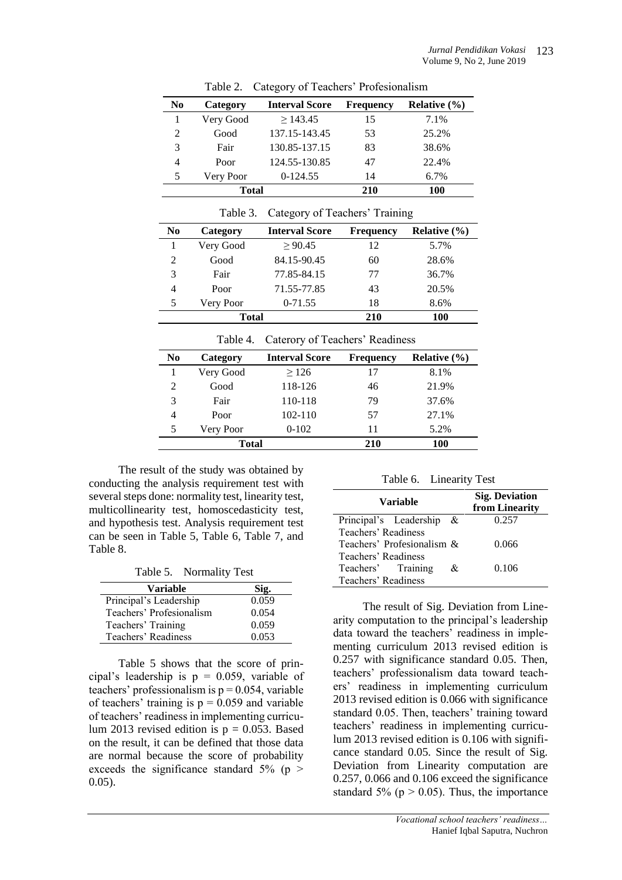Table 2. Category of Teachers' Profesionalism

| No | Category | Interval Score | Frequency | Relative (%) |
|---|---|---|---|---|
| 1 | Very Good | ≥ 143.45 | 15 | 7.1% |
| 2 | Good | 137.15-143.45 | 53 | 25.2% |
| 3 | Fair | 130.85-137.15 | 83 | 38.6% |
| 4 | Poor | 124.55-130.85 | 47 | 22.4% |
| 5 | Very Poor | 0-124.55 | 14 | 6.7% |
| **Total** | | | **210** | **100** |

Table 3. Category of Teachers' Training

| No | Category | Interval Score | Frequency | Relative (%) |
|---|---|---|---|---|
| 1 | Very Good | ≥ 90.45 | 12 | 5.7% |
| 2 | Good | 84.15-90.45 | 60 | 28.6% |
| 3 | Fair | 77.85-84.15 | 77 | 36.7% |
| 4 | Poor | 71.55-77.85 | 43 | 20.5% |
| 5 | Very Poor | 0-71.55 | 18 | 8.6% |
| **Total** | | | **210** | **100** |

Table 4. Caterory of Teachers' Readiness

| No | Category | Interval Score | Frequency | Relative (%) |
|---|---|---|---|---|
| 1 | Very Good | ≥ 126 | 17 | 8.1% |
| 2 | Good | 118-126 | 46 | 21.9% |
| 3 | Fair | 110-118 | 79 | 37.6% |
| 4 | Poor | 102-110 | 57 | 27.1% |
| 5 | Very Poor | 0-102 | 11 | 5.2% |
| **Total** | | | **210** | **100** |

The result of the study was obtained by conducting the analysis requirement test with several steps done: normality test, linearity test, multicollinearity test, homoscedasticity test, and hypothesis test. Analysis requirement test can be seen in Table 5, Table 6, Table 7, and Table 8.

Table 5. Normality Test

| Variable | Sig. |
|---|---|
| Principal's Leadership | 0.059 |
| Teachers' Profesionalism | 0.054 |
| Teachers' Training | 0.059 |
| Teachers' Readiness | 0.053 |

Table 5 shows that the score of principal's leadership is $p = 0.059$, variable of teachers' professionalism is $p = 0.054$, variable of teachers' training is $p = 0.059$ and variable of teachers' readiness in implementing curriculum 2013 revised edition is $p = 0.053$. Based on the result, it can be defined that those data are normal because the score of probability exceeds the significance standard 5% ($p > 0.05$).

Table 6. Linearity Test

| Variable | Sig. Deviation from Linearity |
|---|---|
| Principal's Leadership & Teachers' Readiness | 0.257 |
| Teachers' Profesionalism & Teachers' Readiness | 0.066 |
| Teachers' Training & Teachers' Readiness | 0.106 |

The result of Sig. Deviation from Linearity computation to the principal's leadership data toward the teachers' readiness in implementing curriculum 2013 revised edition is 0.257 with significance standard 0.05. Then, teachers' professionalism data toward teachers' readiness in implementing curriculum 2013 revised edition is 0.066 with significance standard 0.05. Then, teachers' training toward teachers' readiness in implementing curriculum 2013 revised edition is 0.106 with significance standard 0.05. Since the result of Sig. Deviation from Linearity computation are 0.257, 0.066 and 0.106 exceed the significance standard 5% ($p > 0.05$). Thus, the importance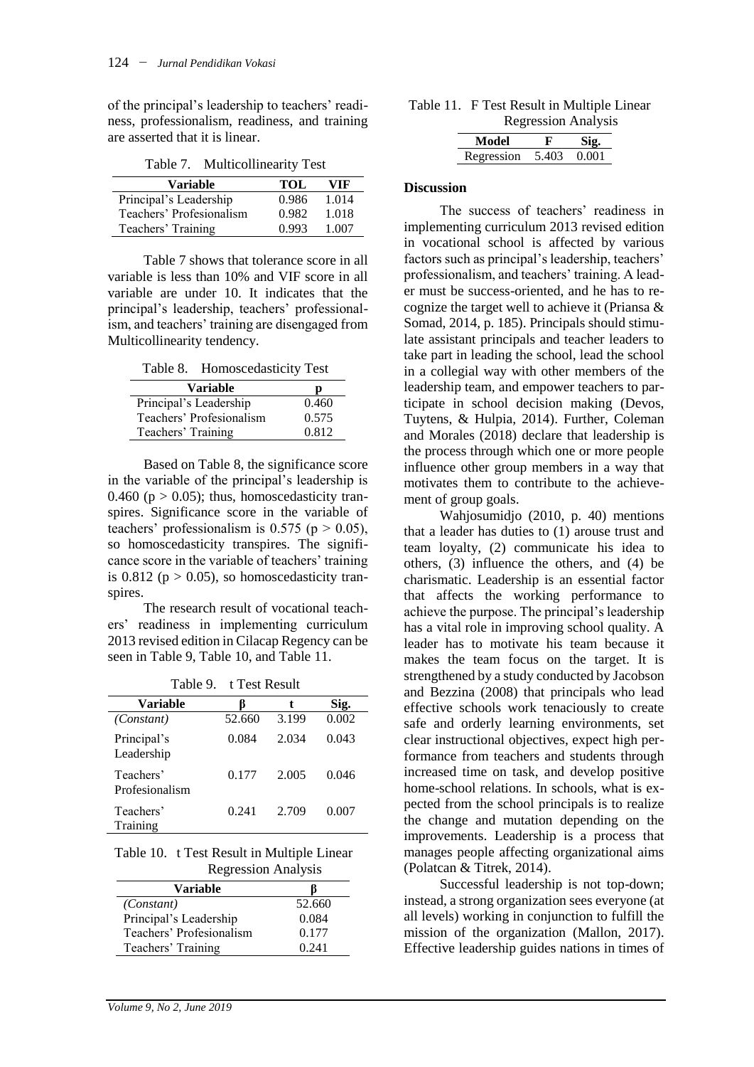of the principal's leadership to teachers' readiness, professionalism, readiness, and training are asserted that it is linear.

Table 7. Multicollinearity Test

| Variable | TOL | VIF |
|---|---|---|
| Principal's Leadership | 0.986 | 1.014 |
| Teachers' Profesionalism | 0.982 | 1.018 |
| Teachers' Training | 0.993 | 1.007 |

Table 7 shows that tolerance score in all variable is less than 10% and VIF score in all variable are under 10. It indicates that the principal's leadership, teachers' professionalism, and teachers' training are disengaged from Multicollinearity tendency.

Table 8. Homoscedasticity Test

| Variable | p |
|---|---|
| Principal's Leadership | 0.460 |
| Teachers' Profesionalism | 0.575 |
| Teachers' Training | 0.812 |

Based on Table 8, the significance score in the variable of the principal's leadership is 0.460 ($p > 0.05$); thus, homoscedasticity transpires. Significance score in the variable of teachers' professionalism is 0.575 ($p > 0.05$), so homoscedasticity transpires. The significance score in the variable of teachers' training is 0.812 ($p > 0.05$), so homoscedasticity transpires.

The research result of vocational teachers' readiness in implementing curriculum 2013 revised edition in Cilacap Regency can be seen in Table 9, Table 10, and Table 11.

Table 9. t Test Result

| Variable | β | t | Sig. |
|---|---|---|---|
| *(Constant)* | 52.660 | 3.199 | 0.002 |
| Principal's Leadership | 0.084 | 2.034 | 0.043 |
| Teachers' Profesionalism | 0.177 | 2.005 | 0.046 |
| Teachers' Training | 0.241 | 2.709 | 0.007 |

Table 10. t Test Result in Multiple Linear Regression Analysis

| Variable | β |
|---|---|
| *(Constant)* | 52.660 |
| Principal's Leadership | 0.084 |
| Teachers' Profesionalism | 0.177 |
| Teachers' Training | 0.241 |

Table 11. F Test Result in Multiple Linear Regression Analysis

| Model | F | Sig. |
|---|---|---|
| Regression | 5.403 | 0.001 |

**Discussion**

The success of teachers' readiness in implementing curriculum 2013 revised edition in vocational school is affected by various factors such as principal's leadership, teachers' professionalism, and teachers' training. A leader must be success-oriented, and he has to recognize the target well to achieve it (Priansa & Somad, 2014, p. 185). Principals should stimulate assistant principals and teacher leaders to take part in leading the school, lead the school in a collegial way with other members of the leadership team, and empower teachers to participate in school decision making (Devos, Tuytens, & Hulpia, 2014). Further, Coleman and Morales (2018) declare that leadership is the process through which one or more people influence other group members in a way that motivates them to contribute to the achievement of group goals.

Wahjosumidjo (2010, p. 40) mentions that a leader has duties to (1) arouse trust and team loyalty, (2) communicate his idea to others, (3) influence the others, and (4) be charismatic. Leadership is an essential factor that affects the working performance to achieve the purpose. The principal's leadership has a vital role in improving school quality. A leader has to motivate his team because it makes the team focus on the target. It is strengthened by a study conducted by Jacobson and Bezzina (2008) that principals who lead effective schools work tenaciously to create safe and orderly learning environments, set clear instructional objectives, expect high performance from teachers and students through increased time on task, and develop positive home-school relations. In schools, what is expected from the school principals is to realize the change and mutation depending on the improvements. Leadership is a process that manages people affecting organizational aims (Polatcan & Titrek, 2014).

Successful leadership is not top-down; instead, a strong organization sees everyone (at all levels) working in conjunction to fulfill the mission of the organization (Mallon, 2017). Effective leadership guides nations in times of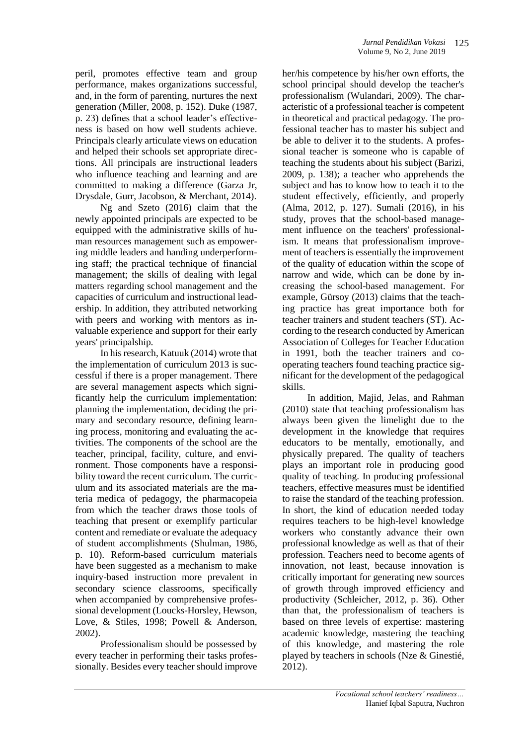peril, promotes effective team and group performance, makes organizations successful, and, in the form of parenting, nurtures the next generation (Miller, 2008, p. 152). Duke (1987, p. 23) defines that a school leader's effectiveness is based on how well students achieve. Principals clearly articulate views on education and helped their schools set appropriate directions. All principals are instructional leaders who influence teaching and learning and are committed to making a difference (Garza Jr, Drysdale, Gurr, Jacobson, & Merchant, 2014).

Ng and Szeto (2016) claim that the newly appointed principals are expected to be equipped with the administrative skills of human resources management such as empowering middle leaders and handing underperforming staff; the practical technique of financial management; the skills of dealing with legal matters regarding school management and the capacities of curriculum and instructional leadership. In addition, they attributed networking with peers and working with mentors as invaluable experience and support for their early years' principalship.

In his research, Katuuk (2014) wrote that the implementation of curriculum 2013 is successful if there is a proper management. There are several management aspects which significantly help the curriculum implementation: planning the implementation, deciding the primary and secondary resource, defining learning process, monitoring and evaluating the activities. The components of the school are the teacher, principal, facility, culture, and environment. Those components have a responsibility toward the recent curriculum. The curriculum and its associated materials are the materia medica of pedagogy, the pharmacopeia from which the teacher draws those tools of teaching that present or exemplify particular content and remediate or evaluate the adequacy of student accomplishments (Shulman, 1986, p. 10). Reform-based curriculum materials have been suggested as a mechanism to make inquiry-based instruction more prevalent in secondary science classrooms, specifically when accompanied by comprehensive professional development (Loucks-Horsley, Hewson, Love, & Stiles, 1998; Powell & Anderson, 2002).

Professionalism should be possessed by every teacher in performing their tasks professionally. Besides every teacher should improve her/his competence by his/her own efforts, the school principal should develop the teacher's professionalism (Wulandari, 2009). The characteristic of a professional teacher is competent in theoretical and practical pedagogy. The professional teacher has to master his subject and be able to deliver it to the students. A professional teacher is someone who is capable of teaching the students about his subject (Barizi, 2009, p. 138); a teacher who apprehends the subject and has to know how to teach it to the student effectively, efficiently, and properly (Alma, 2012, p. 127). Sumali (2016), in his study, proves that the school-based management influence on the teachers' professionalism. It means that professionalism improvement of teachers is essentially the improvement of the quality of education within the scope of narrow and wide, which can be done by increasing the school-based management. For example, Gürsoy (2013) claims that the teaching practice has great importance both for teacher trainers and student teachers (ST). According to the research conducted by American Association of Colleges for Teacher Education in 1991, both the teacher trainers and cooperating teachers found teaching practice significant for the development of the pedagogical skills.

In addition, Majid, Jelas, and Rahman (2010) state that teaching professionalism has always been given the limelight due to the development in the knowledge that requires educators to be mentally, emotionally, and physically prepared. The quality of teachers plays an important role in producing good quality of teaching. In producing professional teachers, effective measures must be identified to raise the standard of the teaching profession. In short, the kind of education needed today requires teachers to be high-level knowledge workers who constantly advance their own professional knowledge as well as that of their profession. Teachers need to become agents of innovation, not least, because innovation is critically important for generating new sources of growth through improved efficiency and productivity (Schleicher, 2012, p. 36). Other than that, the professionalism of teachers is based on three levels of expertise: mastering academic knowledge, mastering the teaching of this knowledge, and mastering the role played by teachers in schools (Nze & Ginestié, 2012).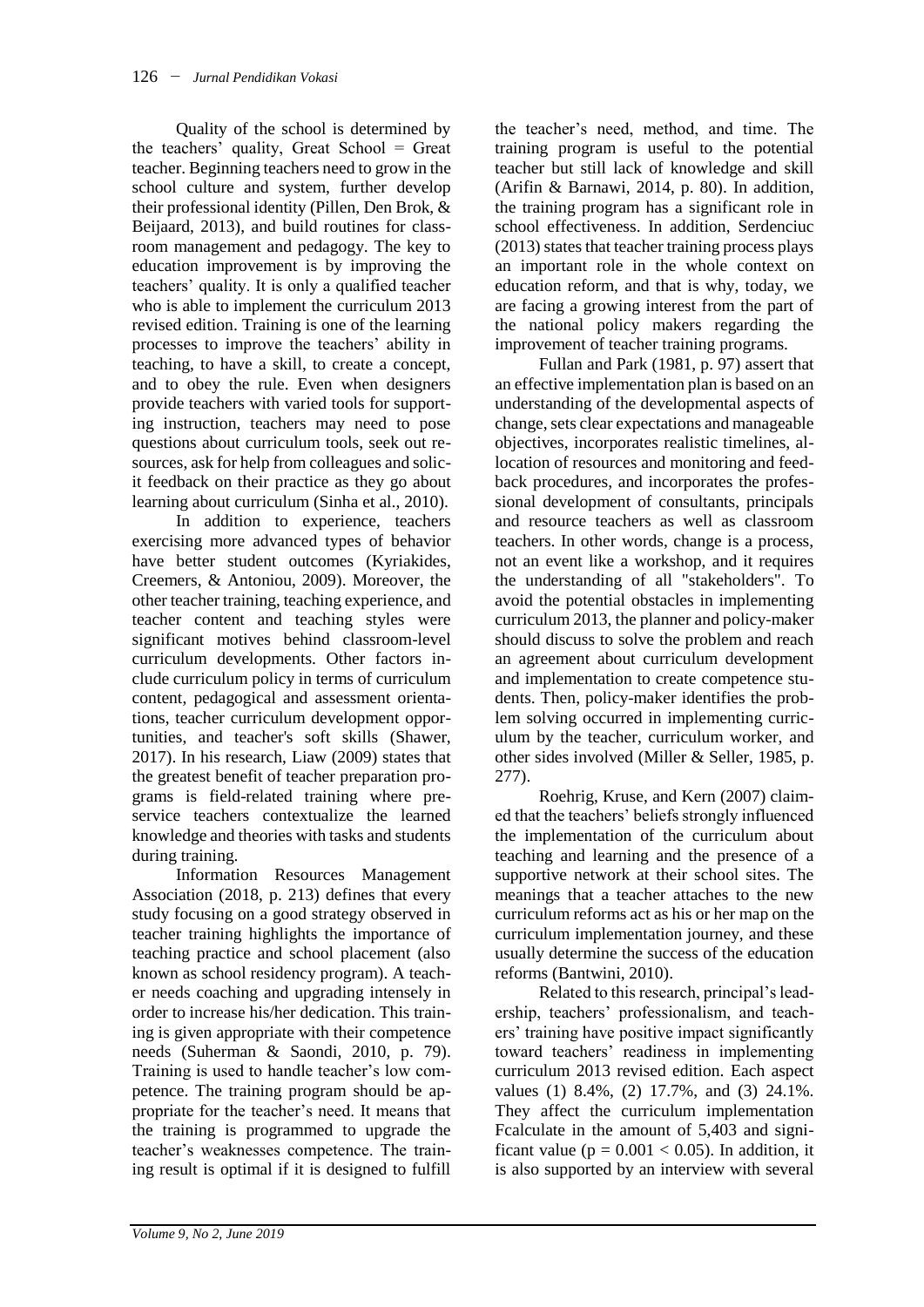Quality of the school is determined by the teachers' quality, Great School = Great teacher. Beginning teachers need to grow in the school culture and system, further develop their professional identity (Pillen, Den Brok, & Beijaard, 2013), and build routines for classroom management and pedagogy. The key to education improvement is by improving the teachers' quality. It is only a qualified teacher who is able to implement the curriculum 2013 revised edition. Training is one of the learning processes to improve the teachers' ability in teaching, to have a skill, to create a concept, and to obey the rule. Even when designers provide teachers with varied tools for supporting instruction, teachers may need to pose questions about curriculum tools, seek out resources, ask for help from colleagues and solicit feedback on their practice as they go about learning about curriculum (Sinha et al., 2010).

In addition to experience, teachers exercising more advanced types of behavior have better student outcomes (Kyriakides, Creemers, & Antoniou, 2009). Moreover, the other teacher training, teaching experience, and teacher content and teaching styles were significant motives behind classroom-level curriculum developments. Other factors include curriculum policy in terms of curriculum content, pedagogical and assessment orientations, teacher curriculum development opportunities, and teacher's soft skills (Shawer, 2017). In his research, Liaw (2009) states that the greatest benefit of teacher preparation programs is field-related training where pre-service teachers contextualize the learned knowledge and theories with tasks and students during training.

Information Resources Management Association (2018, p. 213) defines that every study focusing on a good strategy observed in teacher training highlights the importance of teaching practice and school placement (also known as school residency program). A teacher needs coaching and upgrading intensely in order to increase his/her dedication. This training is given appropriate with their competence needs (Suherman & Saondi, 2010, p. 79). Training is used to handle teacher's low competence. The training program should be appropriate for the teacher's need. It means that the training is programmed to upgrade the teacher's weaknesses competence. The training result is optimal if it is designed to fulfill the teacher's need, method, and time. The training program is useful to the potential teacher but still lack of knowledge and skill (Arifin & Barnawi, 2014, p. 80). In addition, the training program has a significant role in school effectiveness. In addition, Serdenciuc (2013) states that teacher training process plays an important role in the whole context on education reform, and that is why, today, we are facing a growing interest from the part of the national policy makers regarding the improvement of teacher training programs.

Fullan and Park (1981, p. 97) assert that an effective implementation plan is based on an understanding of the developmental aspects of change, sets clear expectations and manageable objectives, incorporates realistic timelines, allocation of resources and monitoring and feedback procedures, and incorporates the professional development of consultants, principals and resource teachers as well as classroom teachers. In other words, change is a process, not an event like a workshop, and it requires the understanding of all "stakeholders". To avoid the potential obstacles in implementing curriculum 2013, the planner and policy-maker should discuss to solve the problem and reach an agreement about curriculum development and implementation to create competence students. Then, policy-maker identifies the problem solving occurred in implementing curriculum by the teacher, curriculum worker, and other sides involved (Miller & Seller, 1985, p. 277).

Roehrig, Kruse, and Kern (2007) claimed that the teachers' beliefs strongly influenced the implementation of the curriculum about teaching and learning and the presence of a supportive network at their school sites. The meanings that a teacher attaches to the new curriculum reforms act as his or her map on the curriculum implementation journey, and these usually determine the success of the education reforms (Bantwini, 2010).

Related to this research, principal's leadership, teachers' professionalism, and teachers' training have positive impact significantly toward teachers' readiness in implementing curriculum 2013 revised edition. Each aspect values (1) 8.4%, (2) 17.7%, and (3) 24.1%. They affect the curriculum implementation Fcalculate in the amount of 5,403 and significant value ($p = 0.001 < 0.05$). In addition, it is also supported by an interview with several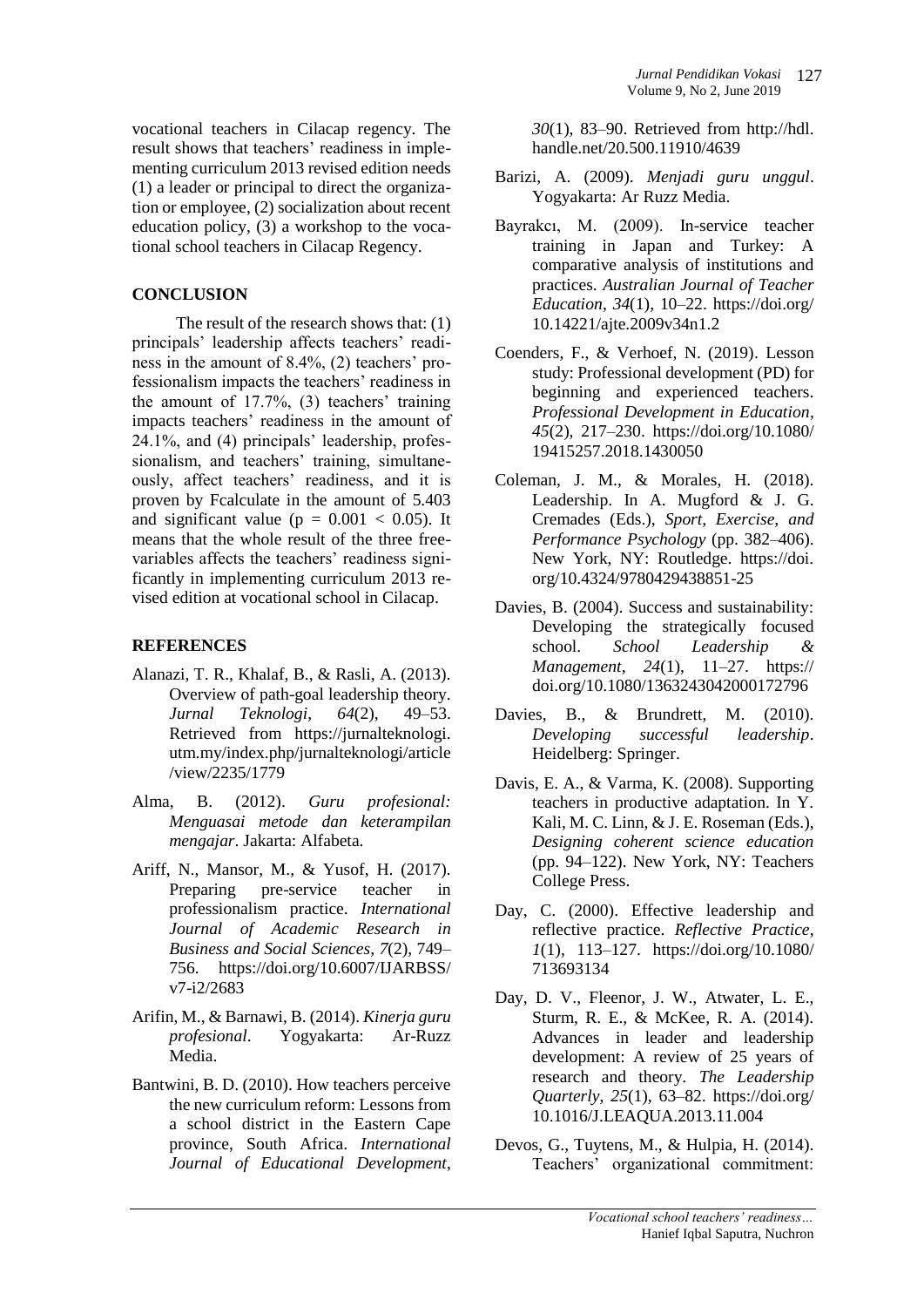vocational teachers in Cilacap regency. The result shows that teachers' readiness in implementing curriculum 2013 revised edition needs (1) a leader or principal to direct the organization or employee, (2) socialization about recent education policy, (3) a workshop to the vocational school teachers in Cilacap Regency.

## CONCLUSION

The result of the research shows that: (1) principals' leadership affects teachers' readiness in the amount of 8.4%, (2) teachers' professionalism impacts the teachers' readiness in the amount of 17.7%, (3) teachers' training impacts teachers' readiness in the amount of 24.1%, and (4) principals' leadership, professionalism, and teachers' training, simultaneously, affect teachers' readiness, and it is proven by Fcalculate in the amount of 5.403 and significant value ($p = 0.001 < 0.05$). It means that the whole result of the three free-variables affects the teachers' readiness significantly in implementing curriculum 2013 revised edition at vocational school in Cilacap.

## REFERENCES

Alanazi, T. R., Khalaf, B., & Rasli, A. (2013). Overview of path-goal leadership theory. *Jurnal Teknologi*, *64*(2), 49–53. Retrieved from https://jurnalteknologi.utm.my/index.php/jurnalteknologi/article/view/2235/1779

Alma, B. (2012). *Guru profesional: Menguasai metode dan keterampilan mengajar*. Jakarta: Alfabeta.

Ariff, N., Mansor, M., & Yusof, H. (2017). Preparing pre-service teacher in professionalism practice. *International Journal of Academic Research in Business and Social Sciences*, *7*(2), 749–756. https://doi.org/10.6007/IJARBSS/v7-i2/2683

Arifin, M., & Barnawi, B. (2014). *Kinerja guru profesional*. Yogyakarta: Ar-Ruzz Media.

Bantwini, B. D. (2010). How teachers perceive the new curriculum reform: Lessons from a school district in the Eastern Cape province, South Africa. *International Journal of Educational Development*, *30*(1), 83–90. Retrieved from http://hdl.handle.net/20.500.11910/4639

Barizi, A. (2009). *Menjadi guru unggul*. Yogyakarta: Ar Ruzz Media.

Bayrakcı, M. (2009). In-service teacher training in Japan and Turkey: A comparative analysis of institutions and practices. *Australian Journal of Teacher Education*, *34*(1), 10–22. https://doi.org/10.14221/ajte.2009v34n1.2

Coenders, F., & Verhoef, N. (2019). Lesson study: Professional development (PD) for beginning and experienced teachers. *Professional Development in Education*, *45*(2), 217–230. https://doi.org/10.1080/19415257.2018.1430050

Coleman, J. M., & Morales, H. (2018). Leadership. In A. Mugford & J. G. Cremades (Eds.), *Sport, Exercise, and Performance Psychology* (pp. 382–406). New York, NY: Routledge. https://doi.org/10.4324/9780429438851-25

Davies, B. (2004). Success and sustainability: Developing the strategically focused school. *School Leadership & Management*, *24*(1), 11–27. https://doi.org/10.1080/1363243042000172796

Davies, B., & Brundrett, M. (2010). *Developing successful leadership*. Heidelberg: Springer.

Davis, E. A., & Varma, K. (2008). Supporting teachers in productive adaptation. In Y. Kali, M. C. Linn, & J. E. Roseman (Eds.), *Designing coherent science education* (pp. 94–122). New York, NY: Teachers College Press.

Day, C. (2000). Effective leadership and reflective practice. *Reflective Practice*, *1*(1), 113–127. https://doi.org/10.1080/713693134

Day, D. V., Fleenor, J. W., Atwater, L. E., Sturm, R. E., & McKee, R. A. (2014). Advances in leader and leadership development: A review of 25 years of research and theory. *The Leadership Quarterly*, *25*(1), 63–82. https://doi.org/10.1016/J.LEAQUA.2013.11.004

Devos, G., Tuytens, M., & Hulpia, H. (2014). Teachers' organizational commitment: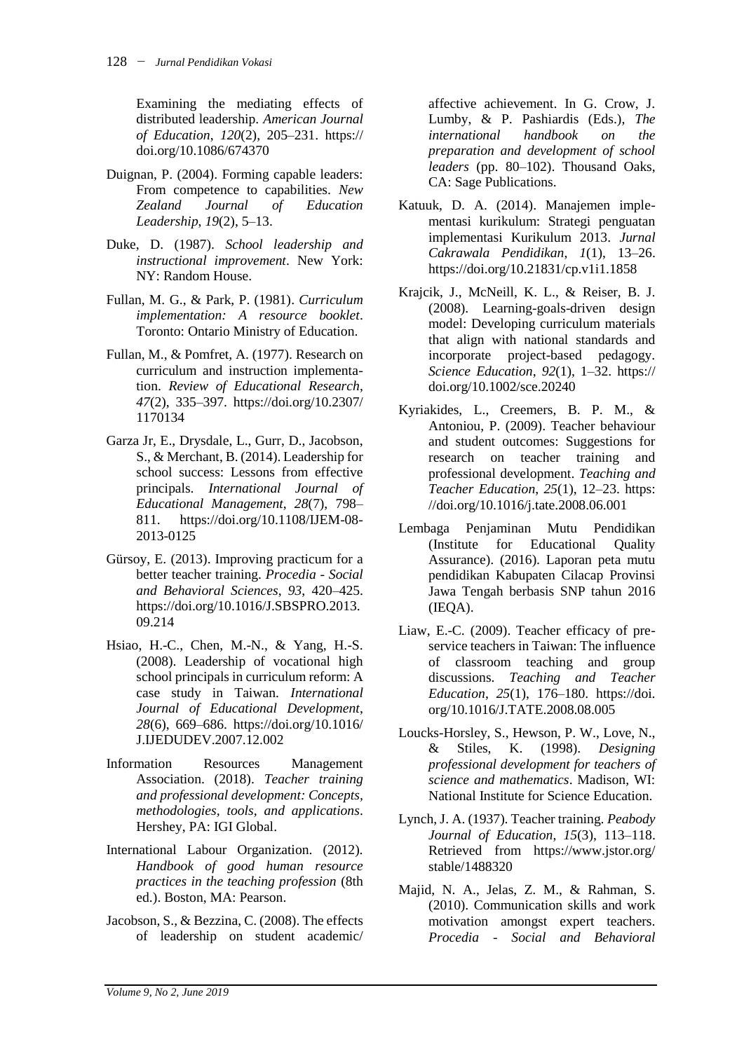Examining the mediating effects of distributed leadership. *American Journal of Education*, *120*(2), 205–231. https://doi.org/10.1086/674370

Duignan, P. (2004). Forming capable leaders: From competence to capabilities. *New Zealand Journal of Education Leadership*, *19*(2), 5–13.

Duke, D. (1987). *School leadership and instructional improvement*. New York: NY: Random House.

Fullan, M. G., & Park, P. (1981). *Curriculum implementation: A resource booklet*. Toronto: Ontario Ministry of Education.

Fullan, M., & Pomfret, A. (1977). Research on curriculum and instruction implementation. *Review of Educational Research*, *47*(2), 335–397. https://doi.org/10.2307/1170134

Garza Jr, E., Drysdale, L., Gurr, D., Jacobson, S., & Merchant, B. (2014). Leadership for school success: Lessons from effective principals. *International Journal of Educational Management*, *28*(7), 798–811. https://doi.org/10.1108/IJEM-08-2013-0125

Gürsoy, E. (2013). Improving practicum for a better teacher training. *Procedia - Social and Behavioral Sciences*, *93*, 420–425. https://doi.org/10.1016/J.SBSPRO.2013.09.214

Hsiao, H.-C., Chen, M.-N., & Yang, H.-S. (2008). Leadership of vocational high school principals in curriculum reform: A case study in Taiwan. *International Journal of Educational Development*, *28*(6), 669–686. https://doi.org/10.1016/J.IJEDUDEV.2007.12.002

Information Resources Management Association. (2018). *Teacher training and professional development: Concepts, methodologies, tools, and applications*. Hershey, PA: IGI Global.

International Labour Organization. (2012). *Handbook of good human resource practices in the teaching profession* (8th ed.). Boston, MA: Pearson.

Jacobson, S., & Bezzina, C. (2008). The effects of leadership on student academic/affective achievement. In G. Crow, J. Lumby, & P. Pashiardis (Eds.), *The international handbook on the preparation and development of school leaders* (pp. 80–102). Thousand Oaks, CA: Sage Publications.

Katuuk, D. A. (2014). Manajemen implementasi kurikulum: Strategi penguatan implementasi Kurikulum 2013. *Jurnal Cakrawala Pendidikan*, *1*(1), 13–26. https://doi.org/10.21831/cp.v1i1.1858

Krajcik, J., McNeill, K. L., & Reiser, B. J. (2008). Learning-goals-driven design model: Developing curriculum materials that align with national standards and incorporate project-based pedagogy. *Science Education*, *92*(1), 1–32. https://doi.org/10.1002/sce.20240

Kyriakides, L., Creemers, B. P. M., & Antoniou, P. (2009). Teacher behaviour and student outcomes: Suggestions for research on teacher training and professional development. *Teaching and Teacher Education*, *25*(1), 12–23. https://doi.org/10.1016/j.tate.2008.06.001

Lembaga Penjaminan Mutu Pendidikan (Institute for Educational Quality Assurance). (2016). Laporan peta mutu pendidikan Kabupaten Cilacap Provinsi Jawa Tengah berbasis SNP tahun 2016 (IEQA).

Liaw, E.-C. (2009). Teacher efficacy of pre-service teachers in Taiwan: The influence of classroom teaching and group discussions. *Teaching and Teacher Education*, *25*(1), 176–180. https://doi.org/10.1016/J.TATE.2008.08.005

Loucks-Horsley, S., Hewson, P. W., Love, N., & Stiles, K. (1998). *Designing professional development for teachers of science and mathematics*. Madison, WI: National Institute for Science Education.

Lynch, J. A. (1937). Teacher training. *Peabody Journal of Education*, *15*(3), 113–118. Retrieved from https://www.jstor.org/stable/1488320

Majid, N. A., Jelas, Z. M., & Rahman, S. (2010). Communication skills and work motivation amongst expert teachers. *Procedia - Social and Behavioral*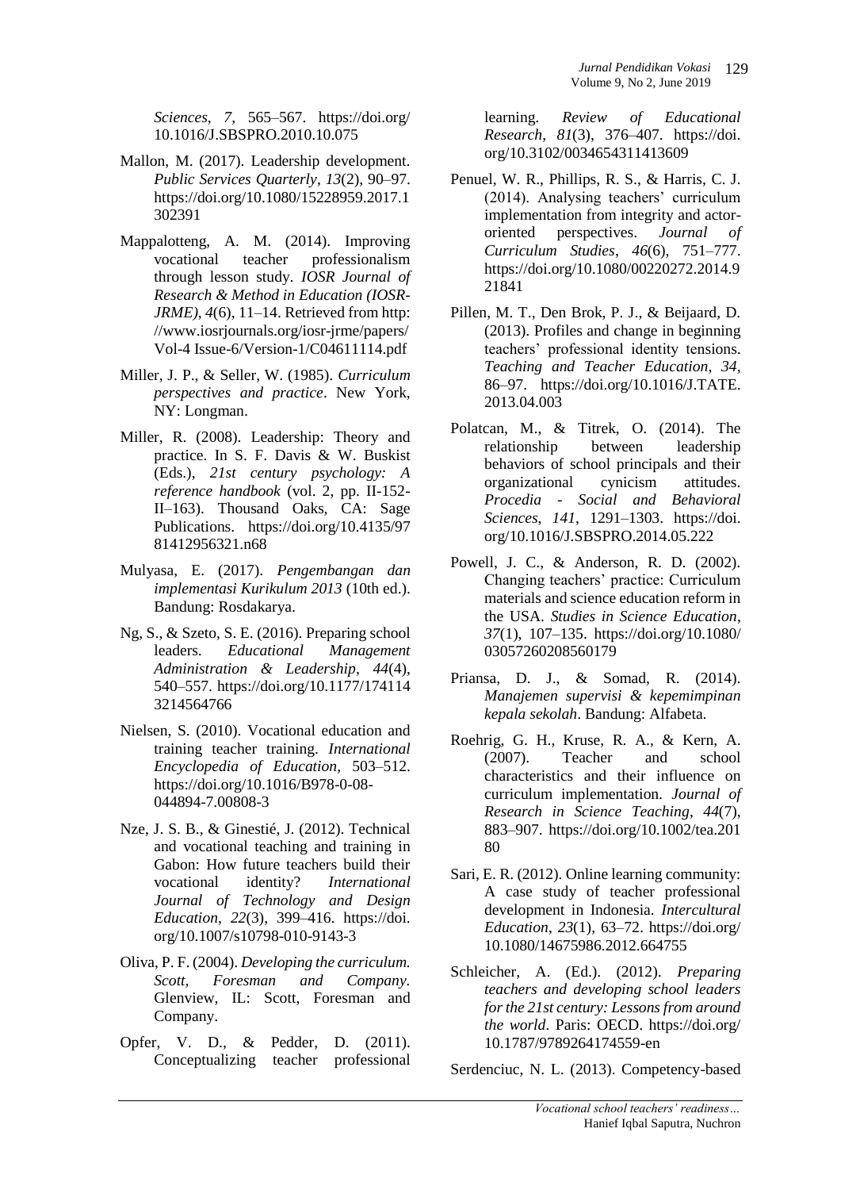*Sciences*, *7*, 565–567. https://doi.org/10.1016/J.SBSPRO.2010.10.075

Mallon, M. (2017). Leadership development. *Public Services Quarterly*, *13*(2), 90–97. https://doi.org/10.1080/15228959.2017.1302391

Mappalotteng, A. M. (2014). Improving vocational teacher professionalism through lesson study. *IOSR Journal of Research & Method in Education (IOSR-JRME)*, *4*(6), 11–14. Retrieved from http://www.iosrjournals.org/iosr-jrme/papers/Vol-4 Issue-6/Version-1/C04611114.pdf

Miller, J. P., & Seller, W. (1985). *Curriculum perspectives and practice*. New York, NY: Longman.

Miller, R. (2008). Leadership: Theory and practice. In S. F. Davis & W. Buskist (Eds.), *21st century psychology: A reference handbook* (vol. 2, pp. II-152-II–163). Thousand Oaks, CA: Sage Publications. https://doi.org/10.4135/9781412956321.n68

Mulyasa, E. (2017). *Pengembangan dan implementasi Kurikulum 2013* (10th ed.). Bandung: Rosdakarya.

Ng, S., & Szeto, S. E. (2016). Preparing school leaders. *Educational Management Administration & Leadership*, *44*(4), 540–557. https://doi.org/10.1177/1741143214564766

Nielsen, S. (2010). Vocational education and training teacher training. *International Encyclopedia of Education*, 503–512. https://doi.org/10.1016/B978-0-08-044894-7.00808-3

Nze, J. S. B., & Ginestié, J. (2012). Technical and vocational teaching and training in Gabon: How future teachers build their vocational identity? *International Journal of Technology and Design Education*, *22*(3), 399–416. https://doi.org/10.1007/s10798-010-9143-3

Oliva, P. F. (2004). *Developing the curriculum. Scott, Foresman and Company*. Glenview, IL: Scott, Foresman and Company.

Opfer, V. D., & Pedder, D. (2011). Conceptualizing teacher professional learning. *Review of Educational Research*, *81*(3), 376–407. https://doi.org/10.3102/0034654311413609

Penuel, W. R., Phillips, R. S., & Harris, C. J. (2014). Analysing teachers' curriculum implementation from integrity and actor-oriented perspectives. *Journal of Curriculum Studies*, *46*(6), 751–777. https://doi.org/10.1080/00220272.2014.921841

Pillen, M. T., Den Brok, P. J., & Beijaard, D. (2013). Profiles and change in beginning teachers' professional identity tensions. *Teaching and Teacher Education*, *34*, 86–97. https://doi.org/10.1016/J.TATE.2013.04.003

Polatcan, M., & Titrek, O. (2014). The relationship between leadership behaviors of school principals and their organizational cynicism attitudes. *Procedia - Social and Behavioral Sciences*, *141*, 1291–1303. https://doi.org/10.1016/J.SBSPRO.2014.05.222

Powell, J. C., & Anderson, R. D. (2002). Changing teachers' practice: Curriculum materials and science education reform in the USA. *Studies in Science Education*, *37*(1), 107–135. https://doi.org/10.1080/03057260208560179

Priansa, D. J., & Somad, R. (2014). *Manajemen supervisi & kepemimpinan kepala sekolah*. Bandung: Alfabeta.

Roehrig, G. H., Kruse, R. A., & Kern, A. (2007). Teacher and school characteristics and their influence on curriculum implementation. *Journal of Research in Science Teaching*, *44*(7), 883–907. https://doi.org/10.1002/tea.20180

Sari, E. R. (2012). Online learning community: A case study of teacher professional development in Indonesia. *Intercultural Education*, *23*(1), 63–72. https://doi.org/10.1080/14675986.2012.664755

Schleicher, A. (Ed.). (2012). *Preparing teachers and developing school leaders for the 21st century: Lessons from around the world*. Paris: OECD. https://doi.org/10.1787/9789264174559-en

Serdenciuc, N. L. (2013). Competency-based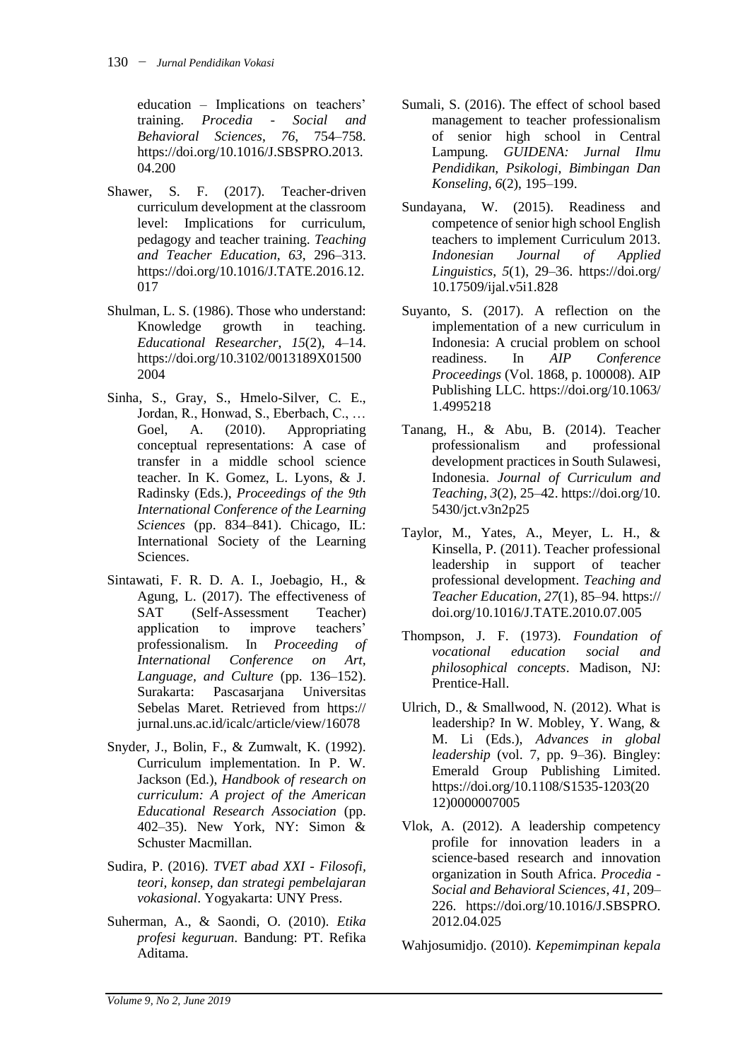education – Implications on teachers' training. *Procedia - Social and Behavioral Sciences*, *76*, 754–758. https://doi.org/10.1016/J.SBSPRO.2013.04.200

Shawer, S. F. (2017). Teacher-driven curriculum development at the classroom level: Implications for curriculum, pedagogy and teacher training. *Teaching and Teacher Education*, *63*, 296–313. https://doi.org/10.1016/J.TATE.2016.12.017

Shulman, L. S. (1986). Those who understand: Knowledge growth in teaching. *Educational Researcher*, *15*(2), 4–14. https://doi.org/10.3102/0013189X015002004

Sinha, S., Gray, S., Hmelo-Silver, C. E., Jordan, R., Honwad, S., Eberbach, C., … Goel, A. (2010). Appropriating conceptual representations: A case of transfer in a middle school science teacher. In K. Gomez, L. Lyons, & J. Radinsky (Eds.), *Proceedings of the 9th International Conference of the Learning Sciences* (pp. 834–841). Chicago, IL: International Society of the Learning Sciences.

Sintawati, F. R. D. A. I., Joebagio, H., & Agung, L. (2017). The effectiveness of SAT (Self-Assessment Teacher) application to improve teachers' professionalism. In *Proceeding of International Conference on Art, Language, and Culture* (pp. 136–152). Surakarta: Pascasarjana Universitas Sebelas Maret. Retrieved from https://jurnal.uns.ac.id/icalc/article/view/16078

Snyder, J., Bolin, F., & Zumwalt, K. (1992). Curriculum implementation. In P. W. Jackson (Ed.), *Handbook of research on curriculum: A project of the American Educational Research Association* (pp. 402–35). New York, NY: Simon & Schuster Macmillan.

Sudira, P. (2016). *TVET abad XXI - Filosofi, teori, konsep, dan strategi pembelajaran vokasional*. Yogyakarta: UNY Press.

Suherman, A., & Saondi, O. (2010). *Etika profesi keguruan*. Bandung: PT. Refika Aditama.

Sumali, S. (2016). The effect of school based management to teacher professionalism of senior high school in Central Lampung. *GUIDENA: Jurnal Ilmu Pendidikan, Psikologi, Bimbingan Dan Konseling*, *6*(2), 195–199.

Sundayana, W. (2015). Readiness and competence of senior high school English teachers to implement Curriculum 2013. *Indonesian Journal of Applied Linguistics*, *5*(1), 29–36. https://doi.org/10.17509/ijal.v5i1.828

Suyanto, S. (2017). A reflection on the implementation of a new curriculum in Indonesia: A crucial problem on school readiness. In *AIP Conference Proceedings* (Vol. 1868, p. 100008). AIP Publishing LLC. https://doi.org/10.1063/1.4995218

Tanang, H., & Abu, B. (2014). Teacher professionalism and professional development practices in South Sulawesi, Indonesia. *Journal of Curriculum and Teaching*, *3*(2), 25–42. https://doi.org/10.5430/jct.v3n2p25

Taylor, M., Yates, A., Meyer, L. H., & Kinsella, P. (2011). Teacher professional leadership in support of teacher professional development. *Teaching and Teacher Education*, *27*(1), 85–94. https://doi.org/10.1016/J.TATE.2010.07.005

Thompson, J. F. (1973). *Foundation of vocational education social and philosophical concepts*. Madison, NJ: Prentice-Hall.

Ulrich, D., & Smallwood, N. (2012). What is leadership? In W. Mobley, Y. Wang, & M. Li (Eds.), *Advances in global leadership* (vol. 7, pp. 9–36). Bingley: Emerald Group Publishing Limited. https://doi.org/10.1108/S1535-1203(2012)0000007005

Vlok, A. (2012). A leadership competency profile for innovation leaders in a science-based research and innovation organization in South Africa. *Procedia - Social and Behavioral Sciences*, *41*, 209–226. https://doi.org/10.1016/J.SBSPRO.2012.04.025

Wahjosumidjo. (2010). *Kepemimpinan kepala*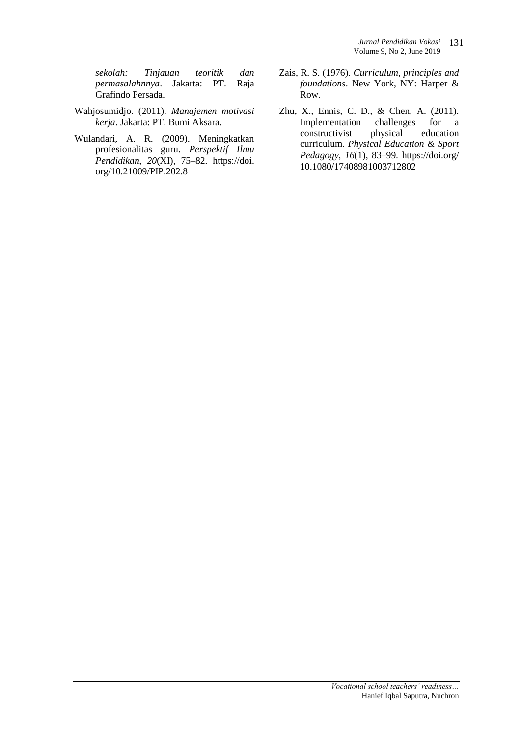*sekolah: Tinjauan teoritik dan permasalahnnya*. Jakarta: PT. Raja Grafindo Persada.

Wahjosumidjo. (2011). *Manajemen motivasi kerja*. Jakarta: PT. Bumi Aksara.

Wulandari, A. R. (2009). Meningkatkan profesionalitas guru. *Perspektif Ilmu Pendidikan*, *20*(XI), 75–82. https://doi.org/10.21009/PIP.202.8

Zais, R. S. (1976). *Curriculum, principles and foundations*. New York, NY: Harper & Row.

Zhu, X., Ennis, C. D., & Chen, A. (2011). Implementation challenges for a constructivist physical education curriculum. *Physical Education & Sport Pedagogy*, *16*(1), 83–99. https://doi.org/10.1080/17408981003712802